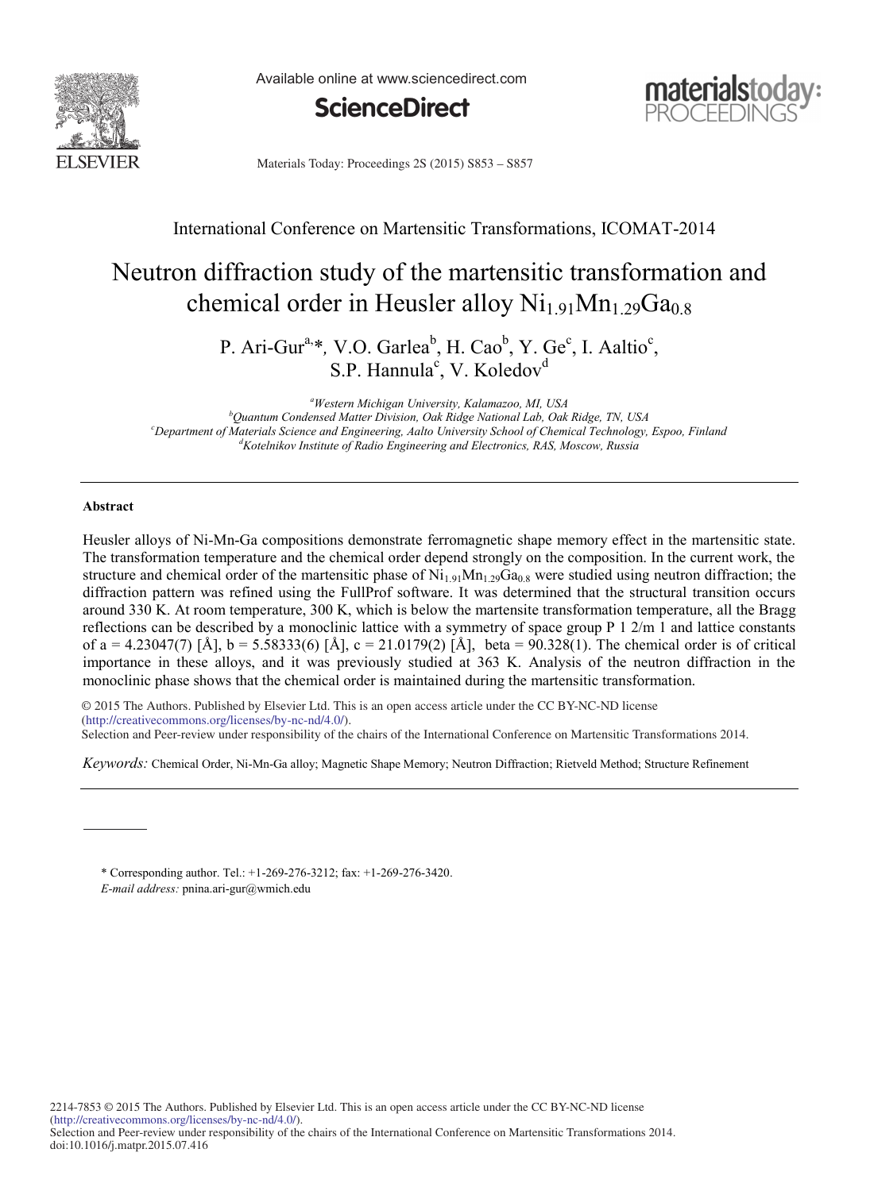International Conference on Martensitic Transformations, ICOMAT-2014

# Neutron diffraction study of the martensitic transformation and chemical order in Heusler alloy $Ni_{1.91}Mn_{1.29}Ga_{0.8}$

P. Ari-Gur[a,]*, V.O. Garlea[b], H. Cao[b], Y. Ge[c], I. Aaltio[c], S.P. Hannula[c], V. Koledov[d]

[a]*Western Michigan University, Kalamazoo, MI, USA*
[b]*Quantum Condensed Matter Division, Oak Ridge National Lab, Oak Ridge, TN, USA*
[c]*Department of Materials Science and Engineering, Aalto University School of Chemical Technology, Espoo, Finland*
[d]*Kotelnikov Institute of Radio Engineering and Electronics, RAS, Moscow, Russia*

---

## Abstract

Heusler alloys of Ni-Mn-Ga compositions demonstrate ferromagnetic shape memory effect in the martensitic state. The transformation temperature and the chemical order depend strongly on the composition. In the current work, the structure and chemical order of the martensitic phase of $Ni_{1.91}Mn_{1.29}Ga_{0.8}$ were studied using neutron diffraction; the diffraction pattern was refined using the FullProf software. It was determined that the structural transition occurs around 330 K. At room temperature, 300 K, which is below the martensite transformation temperature, all the Bragg reflections can be described by a monoclinic lattice with a symmetry of space group P 1 2/m 1 and lattice constants of a = 4.23047(7) [Å], b = 5.58333(6) [Å], c = 21.0179(2) [Å], beta = 90.328(1). The chemical order is of critical importance in these alloys, and it was previously studied at 363 K. Analysis of the neutron diffraction in the monoclinic phase shows that the chemical order is maintained during the martensitic transformation.

© 2015 The Authors. Published by Elsevier Ltd. This is an open access article under the CC BY-NC-ND license (http://creativecommons.org/licenses/by-nc-nd/4.0/).
Selection and Peer-review under responsibility of the chairs of the International Conference on Martensitic Transformations 2014.

*Keywords:* Chemical Order, Ni-Mn-Ga alloy; Magnetic Shape Memory; Neutron Diffraction; Rietveld Method; Structure Refinement

---

\* Corresponding author. Tel.: +1-269-276-3212; fax: +1-269-276-3420.
*E-mail address:* pnina.ari-gur@wmich.edu

2214-7853 © 2015 The Authors. Published by Elsevier Ltd. This is an open access article under the CC BY-NC-ND license (http://creativecommons.org/licenses/by-nc-nd/4.0/).
Selection and Peer-review under responsibility of the chairs of the International Conference on Martensitic Transformations 2014.
doi:10.1016/j.matpr.2015.07.416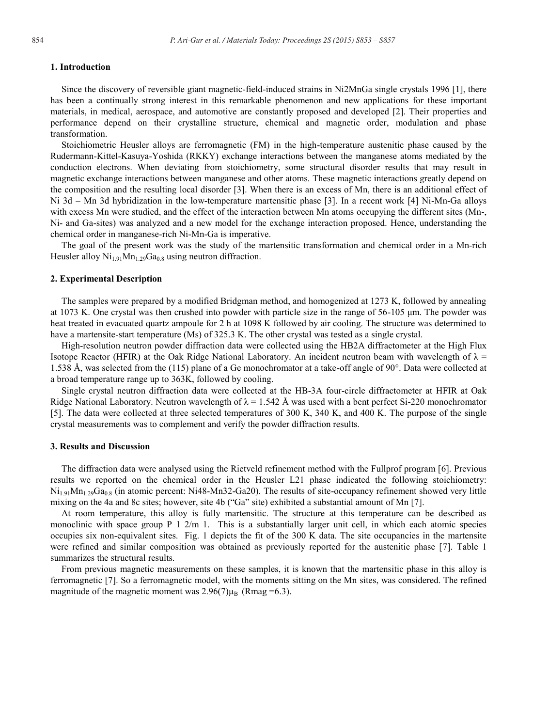## 1. Introduction

Since the discovery of reversible giant magnetic-field-induced strains in Ni2MnGa single crystals 1996 [1], there has been a continually strong interest in this remarkable phenomenon and new applications for these important materials, in medical, aerospace, and automotive are constantly proposed and developed [2]. Their properties and performance depend on their crystalline structure, chemical and magnetic order, modulation and phase transformation.

Stoichiometric Heusler alloys are ferromagnetic (FM) in the high-temperature austenitic phase caused by the Rudermann-Kittel-Kasuya-Yoshida (RKKY) exchange interactions between the manganese atoms mediated by the conduction electrons. When deviating from stoichiometry, some structural disorder results that may result in magnetic exchange interactions between manganese and other atoms. These magnetic interactions greatly depend on the composition and the resulting local disorder [3]. When there is an excess of Mn, there is an additional effect of Ni 3d – Mn 3d hybridization in the low-temperature martensitic phase [3]. In a recent work [4] Ni-Mn-Ga alloys with excess Mn were studied, and the effect of the interaction between Mn atoms occupying the different sites (Mn-, Ni- and Ga-sites) was analyzed and a new model for the exchange interaction proposed. Hence, understanding the chemical order in manganese-rich Ni-Mn-Ga is imperative.

The goal of the present work was the study of the martensitic transformation and chemical order in a Mn-rich Heusler alloy $Ni_{1.91}Mn_{1.29}Ga_{0.8}$ using neutron diffraction.

## 2. Experimental Description

The samples were prepared by a modified Bridgman method, and homogenized at 1273 K, followed by annealing at 1073 K. One crystal was then crushed into powder with particle size in the range of 56-105 μm. The powder was heat treated in evacuated quartz ampoule for 2 h at 1098 K followed by air cooling. The structure was determined to have a martensite-start temperature (Ms) of 325.3 K. The other crystal was tested as a single crystal.

High-resolution neutron powder diffraction data were collected using the HB2A diffractometer at the High Flux Isotope Reactor (HFIR) at the Oak Ridge National Laboratory. An incident neutron beam with wavelength of $\lambda$ = 1.538 Å, was selected from the (115) plane of a Ge monochromator at a take-off angle of 90°. Data were collected at a broad temperature range up to 363K, followed by cooling.

Single crystal neutron diffraction data were collected at the HB-3A four-circle diffractometer at HFIR at Oak Ridge National Laboratory. Neutron wavelength of $\lambda$ = 1.542 Å was used with a bent perfect Si-220 monochromator [5]. The data were collected at three selected temperatures of 300 K, 340 K, and 400 K. The purpose of the single crystal measurements was to complement and verify the powder diffraction results.

## 3. Results and Discussion

The diffraction data were analysed using the Rietveld refinement method with the Fullprof program [6]. Previous results we reported on the chemical order in the Heusler L21 phase indicated the following stoichiometry: $Ni_{1.91}Mn_{1.29}Ga_{0.8}$ (in atomic percent: Ni48-Mn32-Ga20). The results of site-occupancy refinement showed very little mixing on the 4a and 8c sites; however, site 4b ("Ga" site) exhibited a substantial amount of Mn [7].

At room temperature, this alloy is fully martensitic. The structure at this temperature can be described as monoclinic with space group P 1 2/m 1. This is a substantially larger unit cell, in which each atomic species occupies six non-equivalent sites. Fig. 1 depicts the fit of the 300 K data. The site occupancies in the martensite were refined and similar composition was obtained as previously reported for the austenitic phase [7]. Table 1 summarizes the structural results.

From previous magnetic measurements on these samples, it is known that the martensitic phase in this alloy is ferromagnetic [7]. So a ferromagnetic model, with the moments sitting on the Mn sites, was considered. The refined magnitude of the magnetic moment was $2.96(7)\mu_B$ (Rmag =6.3).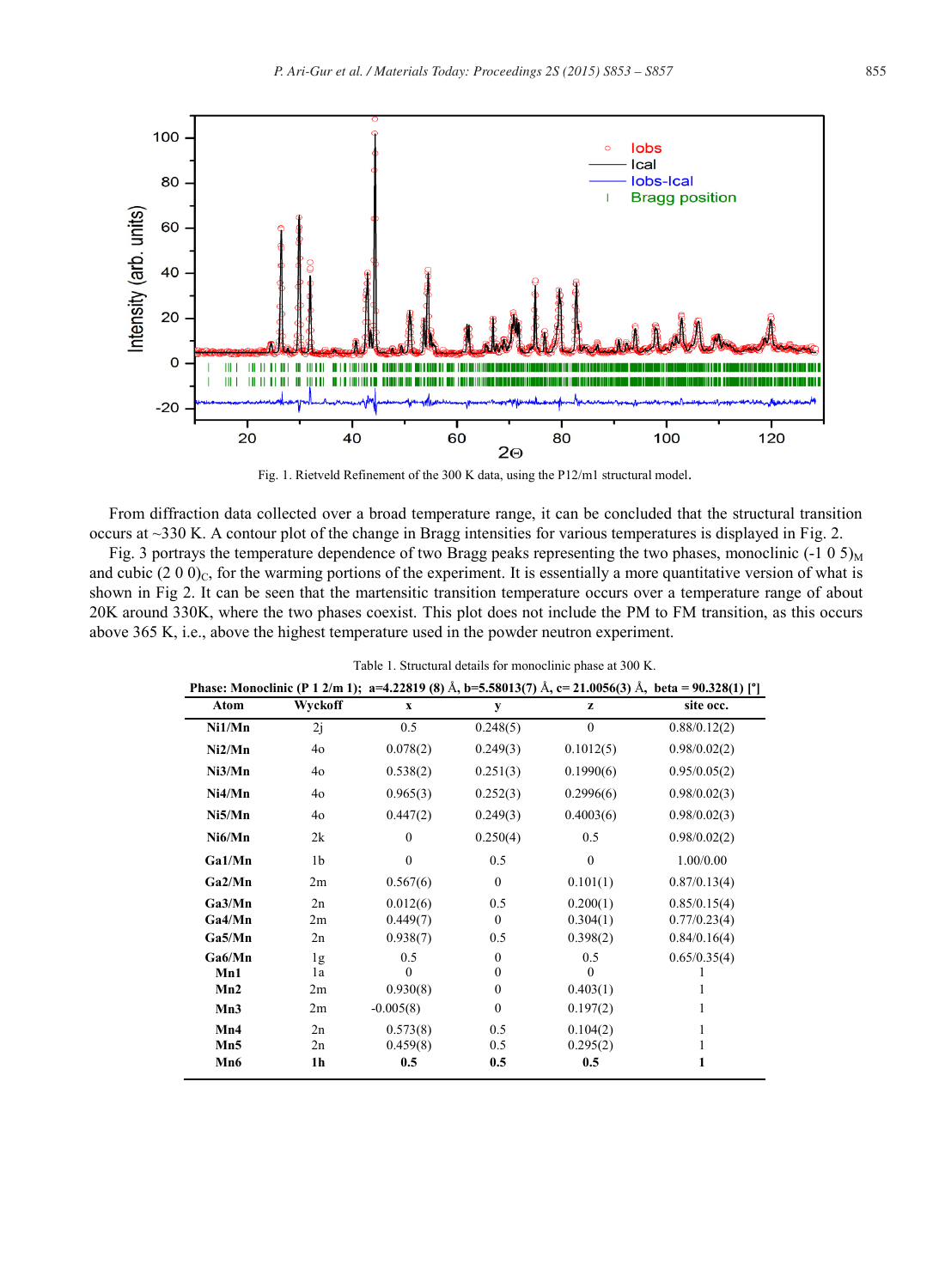Fig. 1. Rietveld Refinement of the 300 K data, using the P12/m1 structural model.

From diffraction data collected over a broad temperature range, it can be concluded that the structural transition occurs at ~330 K. A contour plot of the change in Bragg intensities for various temperatures is displayed in Fig. 2.

Fig. 3 portrays the temperature dependence of two Bragg peaks representing the two phases, monoclinic $(-1\ 0\ 5)_M$ and cubic $(2\ 0\ 0)_C$, for the warming portions of the experiment. It is essentially a more quantitative version of what is shown in Fig 2. It can be seen that the martensitic transition temperature occurs over a temperature range of about 20K around 330K, where the two phases coexist. This plot does not include the PM to FM transition, as this occurs above 365 K, i.e., above the highest temperature used in the powder neutron experiment.

Table 1. Structural details for monoclinic phase at 300 K.

| **Phase: Monoclinic (P 1 2/m 1); a=4.22819 (8) Å, b=5.58013(7) Å, c= 21.0056(3) Å, beta = 90.328(1) [°]** | | | | | |
|---|---|---|---|---|---|
| **Atom** | **Wyckoff** | **x** | **y** | **z** | **site occ.** |
| **Ni1/Mn** | 2j | 0.5 | 0.248(5) | 0 | 0.88/0.12(2) |
| **Ni2/Mn** | 4o | 0.078(2) | 0.249(3) | 0.1012(5) | 0.98/0.02(2) |
| **Ni3/Mn** | 4o | 0.538(2) | 0.251(3) | 0.1990(6) | 0.95/0.05(2) |
| **Ni4/Mn** | 4o | 0.965(3) | 0.252(3) | 0.2996(6) | 0.98/0.02(3) |
| **Ni5/Mn** | 4o | 0.447(2) | 0.249(3) | 0.4003(6) | 0.98/0.02(3) |
| **Ni6/Mn** | 2k | 0 | 0.250(4) | 0.5 | 0.98/0.02(2) |
| **Ga1/Mn** | 1b | 0 | 0.5 | 0 | 1.00/0.00 |
| **Ga2/Mn** | 2m | 0.567(6) | 0 | 0.101(1) | 0.87/0.13(4) |
| **Ga3/Mn** | 2n | 0.012(6) | 0.5 | 0.200(1) | 0.85/0.15(4) |
| **Ga4/Mn** | 2m | 0.449(7) | 0 | 0.304(1) | 0.77/0.23(4) |
| **Ga5/Mn** | 2n | 0.938(7) | 0.5 | 0.398(2) | 0.84/0.16(4) |
| **Ga6/Mn** | 1g | 0.5 | 0 | 0.5 | 0.65/0.35(4) |
| **Mn1** | 1a | 0 | 0 | 0 | 1 |
| **Mn2** | 2m | 0.930(8) | 0 | 0.403(1) | 1 |
| **Mn3** | 2m | -0.005(8) | 0 | 0.197(2) | 1 |
| **Mn4** | 2n | 0.573(8) | 0.5 | 0.104(2) | 1 |
| **Mn5** | 2n | 0.459(8) | 0.5 | 0.295(2) | 1 |
| **Mn6** | **1h** | **0.5** | **0.5** | **0.5** | **1** |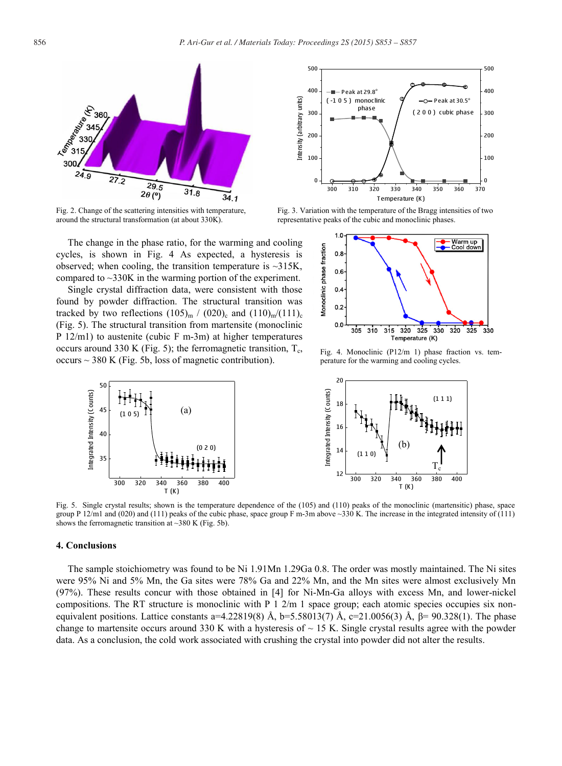Fig. 2. Change of the scattering intensities with temperature, around the structural transformation (at about 330K).

Fig. 3. Variation with the temperature of the Bragg intensities of two representative peaks of the cubic and monoclinic phases.

The change in the phase ratio, for the warming and cooling cycles, is shown in Fig. 4 As expected, a hysteresis is observed; when cooling, the transition temperature is ~315K, compared to ~330K in the warming portion of the experiment.

Single crystal diffraction data, were consistent with those found by powder diffraction. The structural transition was tracked by two reflections $(105)_m$ / $(020)_c$ and $(110)_m$/$(111)_c$ (Fig. 5). The structural transition from martensite (monoclinic P 12/m1) to austenite (cubic F m-3m) at higher temperatures occurs around 330 K (Fig. 5); the ferromagnetic transition, $T_c$, occurs ~ 380 K (Fig. 5b, loss of magnetic contribution).

Fig. 4. Monoclinic (P12/m 1) phase fraction vs. temperature for the warming and cooling cycles.

Fig. 5. Single crystal results; shown is the temperature dependence of the (105) and (110) peaks of the monoclinic (martensitic) phase, space group P 12/m1 and (020) and (111) peaks of the cubic phase, space group F m-3m above ~330 K. The increase in the integrated intensity of (111) shows the ferromagnetic transition at ~380 K (Fig. 5b).

## 4. Conclusions

The sample stoichiometry was found to be Ni 1.91Mn 1.29Ga 0.8. The order was mostly maintained. The Ni sites were 95% Ni and 5% Mn, the Ga sites were 78% Ga and 22% Mn, and the Mn sites were almost exclusively Mn (97%). These results concur with those obtained in [4] for Ni-Mn-Ga alloys with excess Mn, and lower-nickel compositions. The RT structure is monoclinic with P 1 2/m 1 space group; each atomic species occupies six non-equivalent positions. Lattice constants a=4.22819(8) Å, b=5.58013(7) Å, c=21.0056(3) Å, β= 90.328(1). The phase change to martensite occurs around 330 K with a hysteresis of ~ 15 K. Single crystal results agree with the powder data. As a conclusion, the cold work associated with crushing the crystal into powder did not alter the results.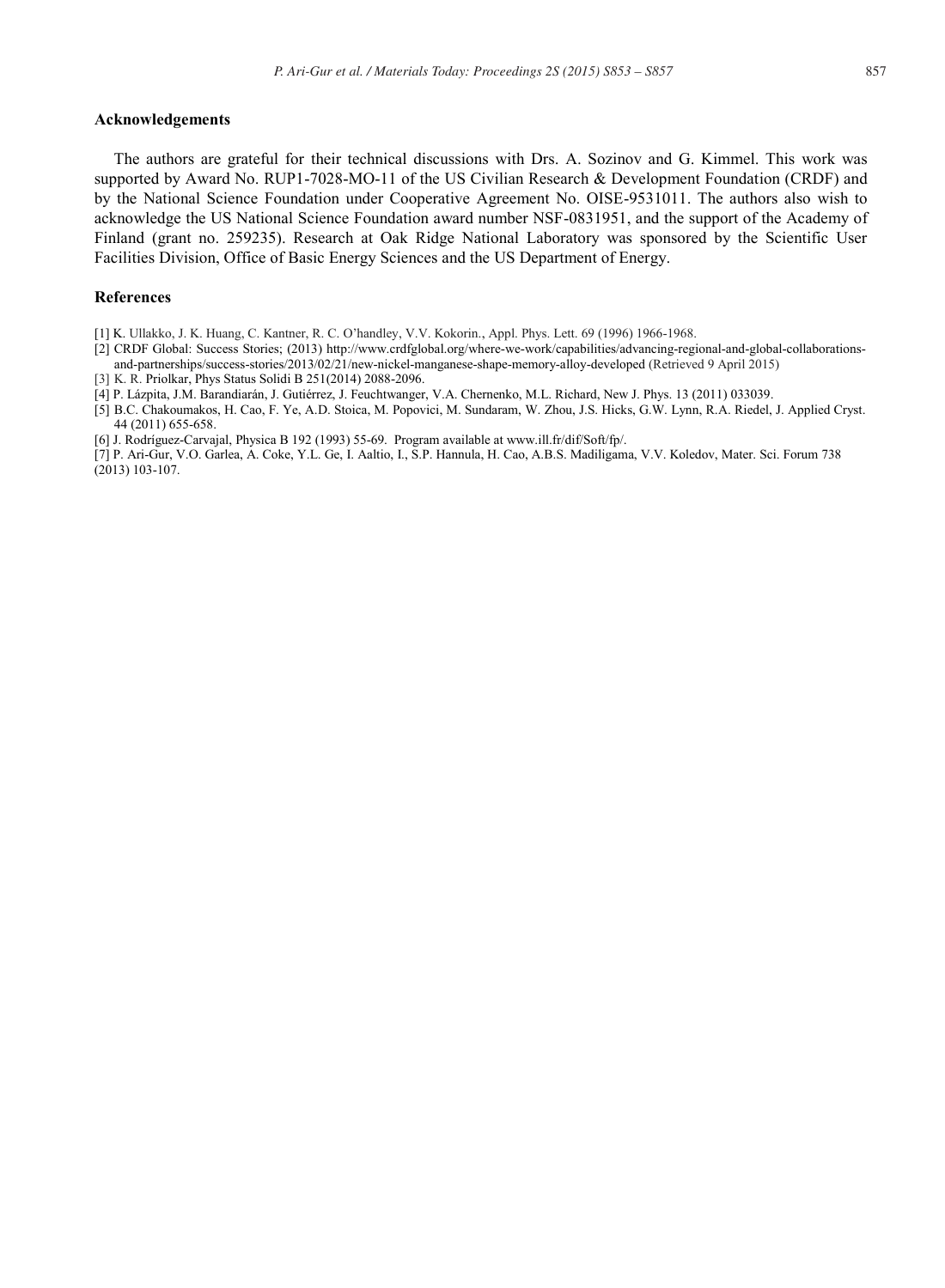## Acknowledgements

The authors are grateful for their technical discussions with Drs. A. Sozinov and G. Kimmel. This work was supported by Award No. RUP1-7028-MO-11 of the US Civilian Research & Development Foundation (CRDF) and by the National Science Foundation under Cooperative Agreement No. OISE-9531011. The authors also wish to acknowledge the US National Science Foundation award number NSF-0831951, and the support of the Academy of Finland (grant no. 259235). Research at Oak Ridge National Laboratory was sponsored by the Scientific User Facilities Division, Office of Basic Energy Sciences and the US Department of Energy.

## References

[1] K. Ullakko, J. K. Huang, C. Kantner, R. C. O'handley, V.V. Kokorin., Appl. Phys. Lett. 69 (1996) 1966-1968.

[2] CRDF Global: Success Stories; (2013) http://www.crdfglobal.org/where-we-work/capabilities/advancing-regional-and-global-collaborations-and-partnerships/success-stories/2013/02/21/new-nickel-manganese-shape-memory-alloy-developed (Retrieved 9 April 2015)

[3] K. R. Priolkar, Phys Status Solidi B 251(2014) 2088-2096.

[4] P. Lázpita, J.M. Barandiarán, J. Gutiérrez, J. Feuchtwanger, V.A. Chernenko, M.L. Richard, New J. Phys. 13 (2011) 033039.

[5] B.C. Chakoumakos, H. Cao, F. Ye, A.D. Stoica, M. Popovici, M. Sundaram, W. Zhou, J.S. Hicks, G.W. Lynn, R.A. Riedel, J. Applied Cryst. 44 (2011) 655-658.

[6] J. Rodríguez-Carvajal, Physica B 192 (1993) 55-69. Program available at www.ill.fr/dif/Soft/fp/.

[7] P. Ari-Gur, V.O. Garlea, A. Coke, Y.L. Ge, I. Aaltio, I., S.P. Hannula, H. Cao, A.B.S. Madiligama, V.V. Koledov, Mater. Sci. Forum 738 (2013) 103-107.